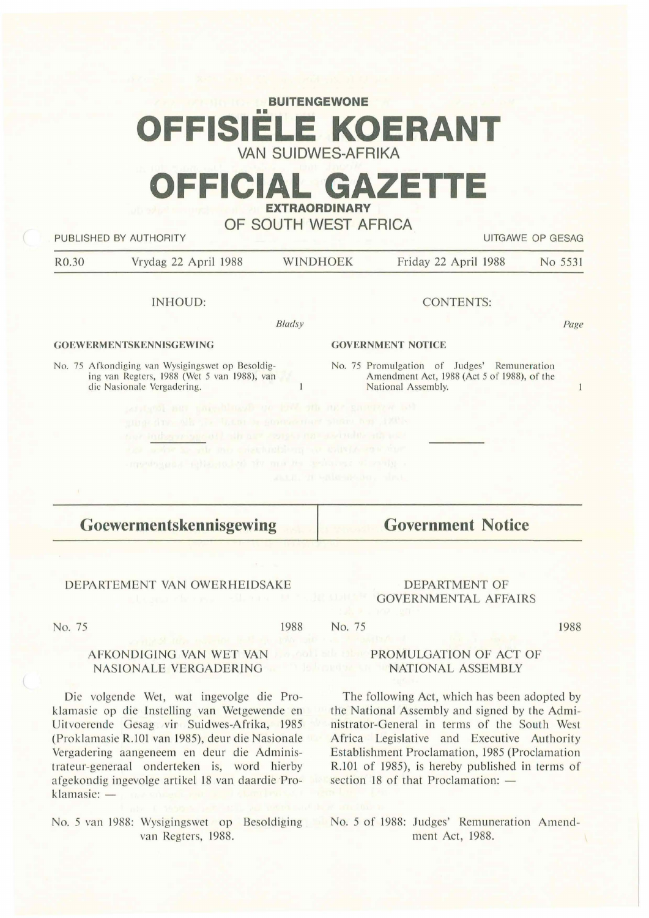**BUITENGEWONE**

# OFFISIËLE KOERANT

VAN SUIDWES-AFRIKA

# OFFICIAL GAZETTE

**EXTRAORDINARY**

OF SOUTH WEST AFRICA

PUBLISHED BY AUTHORITY — UITGAWE OP GESAG

R0.30 — Vrydag 22 April 1988 — WINDHOEK — Friday 22 April 1988 — No 5531

INHOUD:

*Bladsy*

**GOEWERMENTSKENNISGEWING**

No. 75 Afkondiging van Wysigingswet op Besoldiging van Regters, 1988 (Wet 5 van 1988), van die Nasionale Vergadering. 1

CONTENTS:

*Page*

**GOVERNMENT NOTICE**

No. 75 Promulgation of Judges' Remuneration Amendment Act, 1988 (Act 5 of 1988), of the National Assembly. 1

## Goewermentskennisgewing

DEPARTEMENT VAN OWERHEIDSAKE

No. 75 — 1988

AFKONDIGING VAN WET VAN NASIONALE VERGADERING

Die volgende Wet, wat ingevolge die Proklamasie op die Instelling van Wetgewende en Uitvoerende Gesag vir Suidwes-Afrika, 1985 (Proklamasie R.101 van 1985), deur die Nasionale Vergadering aangeneem en deur die Administrateur-generaal onderteken is, word hierby afgekondig ingevolge artikel 18 van daardie Proklamasie: —

No. 5 van 1988: Wysigingswet op Besoldiging van Regters, 1988.

## Government Notice

DEPARTMENT OF GOVERNMENTAL AFFAIRS

No. 75 — 1988

PROMULGATION OF ACT OF NATIONAL ASSEMBLY

The following Act, which has been adopted by the National Assembly and signed by the Administrator-General in terms of the South West Africa Legislative and Executive Authority Establishment Proclamation, 1985 (Proclamation R.101 of 1985), is hereby published in terms of section 18 of that Proclamation: —

No. 5 of 1988: Judges' Remuneration Amendment Act, 1988.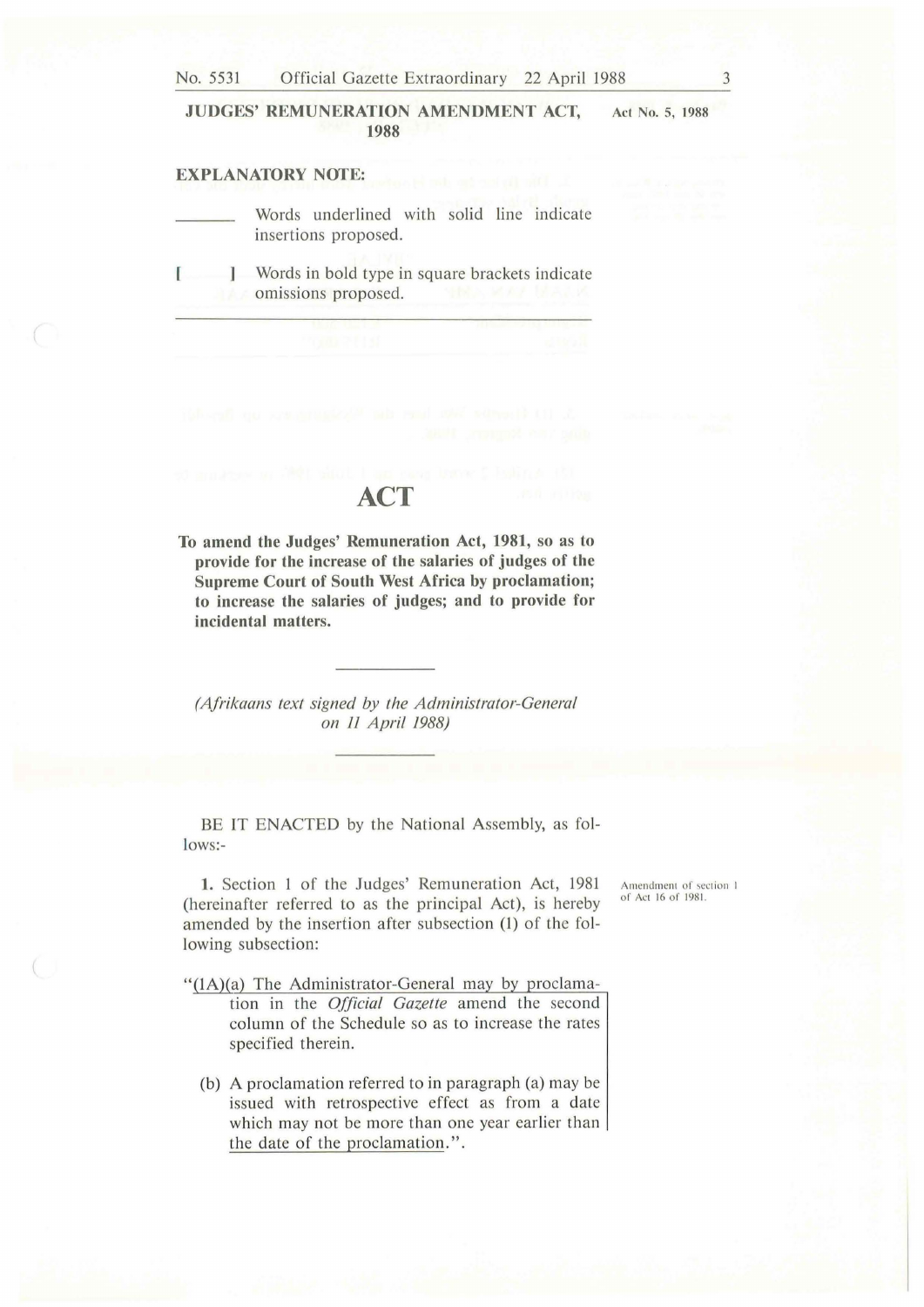**JUDGES' REMUNERATION AMENDMENT ACT, 1988** Act No. 5, 1988

**EXPLANATORY NOTE:**

\_\_\_\_\_\_\_ Words underlined with solid line indicate insertions proposed.

[ ] Words in bold type in square brackets indicate omissions proposed.

# ACT

**To amend the Judges' Remuneration Act, 1981, so as to provide for the increase of the salaries of judges of the Supreme Court of South West Africa by proclamation; to increase the salaries of judges; and to provide for incidental matters.**

*(Afrikaans text signed by the Administrator-General on 11 April 1988)*

BE IT ENACTED by the National Assembly, as follows:-

Amendment of section 1 of Act 16 of 1981.

**1.** Section 1 of the Judges' Remuneration Act, 1981 (hereinafter referred to as the principal Act), is hereby amended by the insertion after subsection (1) of the following subsection:

"(1A)(a) The Administrator-General may by proclamation in the *Official Gazette* amend the second column of the Schedule so as to increase the rates specified therein.

(b) A proclamation referred to in paragraph (a) may be issued with retrospective effect as from a date which may not be more than one year earlier than the date of the proclamation.".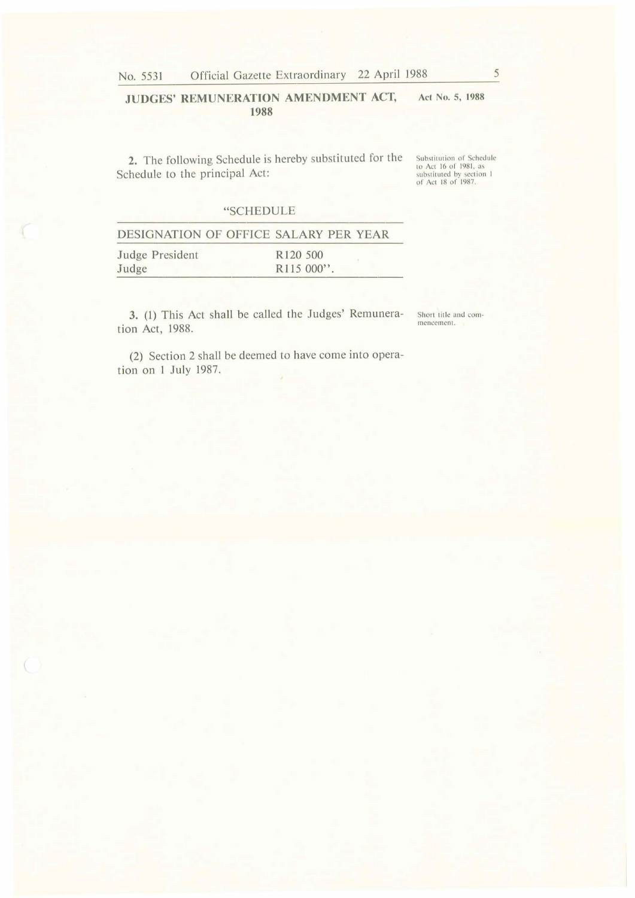## JUDGES' REMUNERATION AMENDMENT ACT, 1988

Act No. 5, 1988

2. The following Schedule is hereby substituted for the Schedule to the principal Act:

Substitution of Schedule to Act 16 of 1981, as substituted by section 1 of Act 18 of 1987.

"SCHEDULE

| DESIGNATION OF OFFICE | SALARY PER YEAR |
|---|---|
| Judge President | R120 500 |
| Judge | R115 000". |

3. (1) This Act shall be called the Judges' Remuneration Act, 1988.

Short title and commencement.

(2) Section 2 shall be deemed to have come into operation on 1 July 1987.